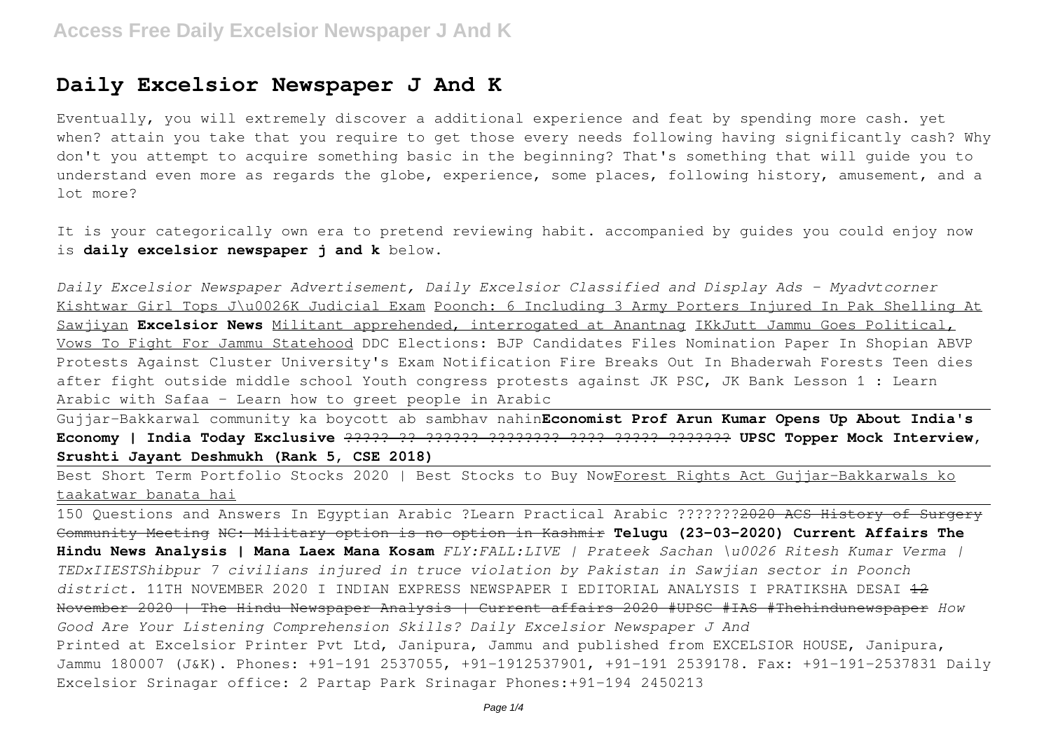# Daily Excelsior Newspaper J And K

Eventually, you will extremely discover a additional experience and feat by spending more cash. yet when? attain you take that you require to get those every needs following having significantly cash? Why don't you attempt to acquire something basic in the beginning? That's something that will guide you to understand even more as regards the globe, experience, some places, following history, amusement, and a lot more?

It is your categorically own era to pretend reviewing habit. accompanied by guides you could enjoy now is **daily excelsior newspaper j and k** below.

*Daily Excelsior Newspaper Advertisement, Daily Excelsior Classified and Display Ads - Myadvtcorner* Kishtwar Girl Tops J\u0026K Judicial Exam Poonch: 6 Including 3 Army Porters Injured In Pak Shelling At Sawjiyan **Excelsior News** Militant apprehended, interrogated at Anantnag IKkJutt Jammu Goes Political, Vows To Fight For Jammu Statehood DDC Elections: BJP Candidates Files Nomination Paper In Shopian ABVP Protests Against Cluster University's Exam Notification Fire Breaks Out In Bhaderwah Forests Teen dies after fight outside middle school Youth congress protests against JK PSC, JK Bank Lesson 1 : Learn Arabic with Safaa - Learn how to greet people in Arabic

Gujjar-Bakkarwal community ka boycott ab sambhav nahin**Economist Prof Arun Kumar Opens Up About India's Economy | India Today Exclusive** ~~????? ?? ?????? ???????? ???? ????? ???????~~ **UPSC Topper Mock Interview, Srushti Jayant Deshmukh (Rank 5, CSE 2018)**

Best Short Term Portfolio Stocks 2020 | Best Stocks to Buy NowForest Rights Act Gujjar-Bakkarwals ko taakatwar banata hai

150 Questions and Answers In Egyptian Arabic ?Learn Practical Arabic ???????~~2020 ACS History of Surgery Community Meeting~~ ~~NC: Military option is no option in Kashmir~~ **Telugu (23-03-2020) Current Affairs The Hindu News Analysis | Mana Laex Mana Kosam** *FLY:FALL:LIVE | Prateek Sachan \u0026 Ritesh Kumar Verma | TEDxIIESTShibpur 7 civilians injured in truce violation by Pakistan in Sawjian sector in Poonch district.* 11TH NOVEMBER 2020 I INDIAN EXPRESS NEWSPAPER I EDITORIAL ANALYSIS I PRATIKSHA DESAI ~~12 November 2020 | The Hindu Newspaper Analysis | Current affairs 2020 #UPSC #IAS #Thehindunewspaper~~ *How Good Are Your Listening Comprehension Skills? Daily Excelsior Newspaper J And*

Printed at Excelsior Printer Pvt Ltd, Janipura, Jammu and published from EXCELSIOR HOUSE, Janipura, Jammu 180007 (J&K). Phones: +91-191 2537055, +91-1912537901, +91-191 2539178. Fax: +91-191-2537831 Daily Excelsior Srinagar office: 2 Partap Park Srinagar Phones:+91-194 2450213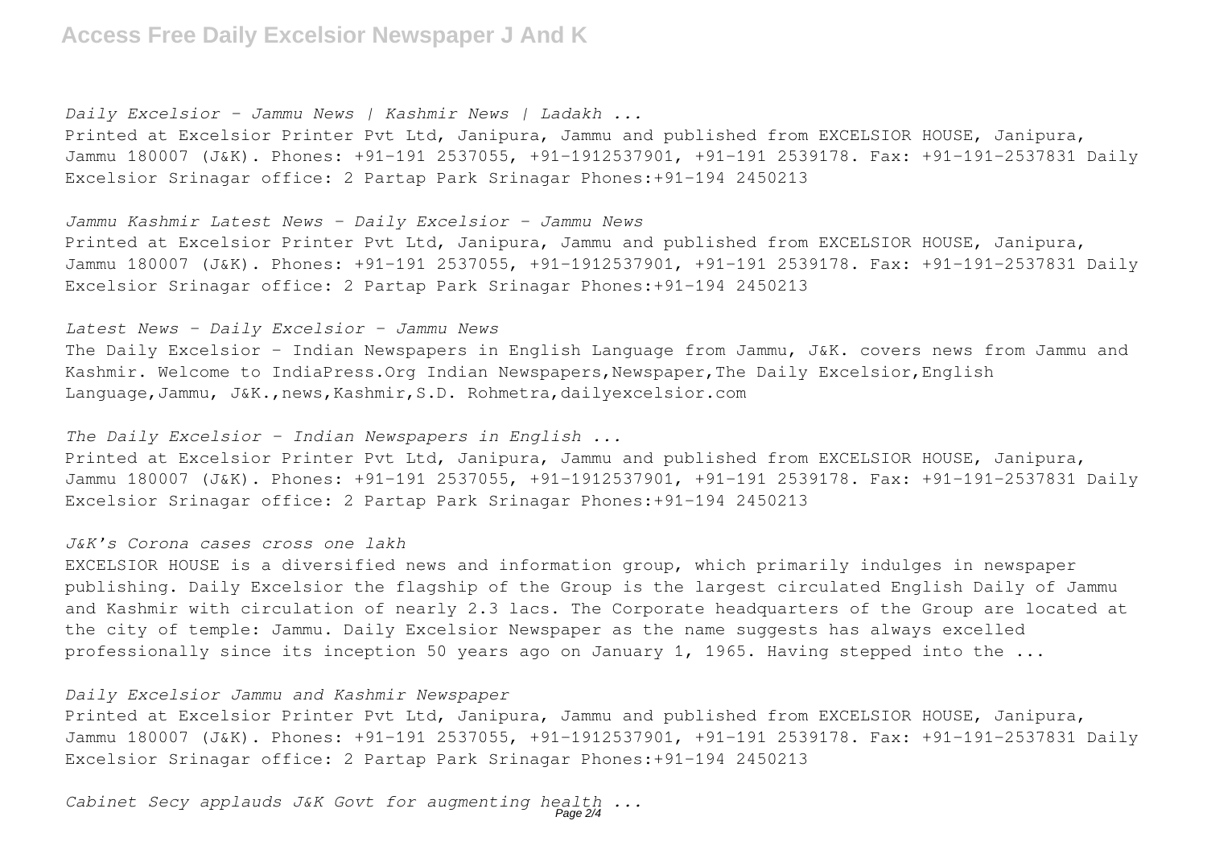*Daily Excelsior - Jammu News | Kashmir News | Ladakh ...*

Printed at Excelsior Printer Pvt Ltd, Janipura, Jammu and published from EXCELSIOR HOUSE, Janipura, Jammu 180007 (J&K). Phones: +91-191 2537055, +91-1912537901, +91-191 2539178. Fax: +91-191-2537831 Daily Excelsior Srinagar office: 2 Partap Park Srinagar Phones:+91-194 2450213

*Jammu Kashmir Latest News - Daily Excelsior - Jammu News*

Printed at Excelsior Printer Pvt Ltd, Janipura, Jammu and published from EXCELSIOR HOUSE, Janipura, Jammu 180007 (J&K). Phones: +91-191 2537055, +91-1912537901, +91-191 2539178. Fax: +91-191-2537831 Daily Excelsior Srinagar office: 2 Partap Park Srinagar Phones:+91-194 2450213

*Latest News - Daily Excelsior - Jammu News*

The Daily Excelsior - Indian Newspapers in English Language from Jammu, J&K. covers news from Jammu and Kashmir. Welcome to IndiaPress.Org Indian Newspapers,Newspaper,The Daily Excelsior,English Language,Jammu, J&K.,news,Kashmir,S.D. Rohmetra,dailyexcelsior.com

*The Daily Excelsior - Indian Newspapers in English ...*

Printed at Excelsior Printer Pvt Ltd, Janipura, Jammu and published from EXCELSIOR HOUSE, Janipura, Jammu 180007 (J&K). Phones: +91-191 2537055, +91-1912537901, +91-191 2539178. Fax: +91-191-2537831 Daily Excelsior Srinagar office: 2 Partap Park Srinagar Phones:+91-194 2450213

*J&K's Corona cases cross one lakh*

EXCELSIOR HOUSE is a diversified news and information group, which primarily indulges in newspaper publishing. Daily Excelsior the flagship of the Group is the largest circulated English Daily of Jammu and Kashmir with circulation of nearly 2.3 lacs. The Corporate headquarters of the Group are located at the city of temple: Jammu. Daily Excelsior Newspaper as the name suggests has always excelled professionally since its inception 50 years ago on January 1, 1965. Having stepped into the ...

*Daily Excelsior Jammu and Kashmir Newspaper*

Printed at Excelsior Printer Pvt Ltd, Janipura, Jammu and published from EXCELSIOR HOUSE, Janipura, Jammu 180007 (J&K). Phones: +91-191 2537055, +91-1912537901, +91-191 2539178. Fax: +91-191-2537831 Daily Excelsior Srinagar office: 2 Partap Park Srinagar Phones:+91-194 2450213

*Cabinet Secy applauds J&K Govt for augmenting health ...*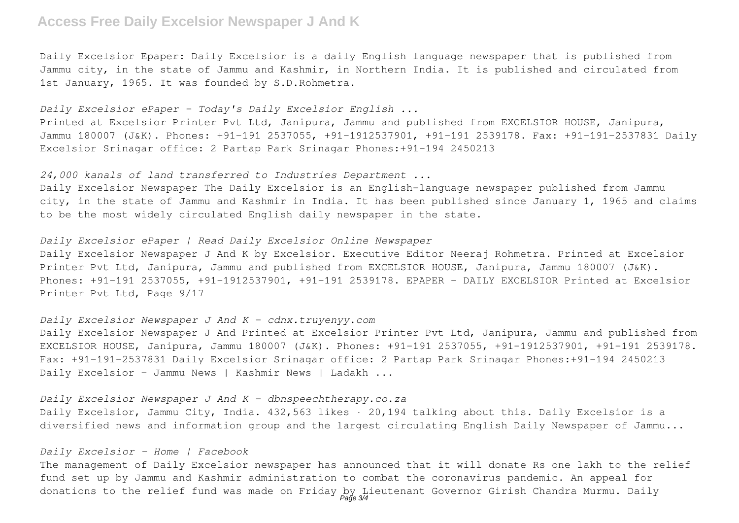Daily Excelsior Epaper: Daily Excelsior is a daily English language newspaper that is published from Jammu city, in the state of Jammu and Kashmir, in Northern India. It is published and circulated from 1st January, 1965. It was founded by S.D.Rohmetra.

*Daily Excelsior ePaper - Today's Daily Excelsior English ...*

Printed at Excelsior Printer Pvt Ltd, Janipura, Jammu and published from EXCELSIOR HOUSE, Janipura, Jammu 180007 (J&K). Phones: +91-191 2537055, +91-1912537901, +91-191 2539178. Fax: +91-191-2537831 Daily Excelsior Srinagar office: 2 Partap Park Srinagar Phones:+91-194 2450213

*24,000 kanals of land transferred to Industries Department ...*

Daily Excelsior Newspaper The Daily Excelsior is an English-language newspaper published from Jammu city, in the state of Jammu and Kashmir in India. It has been published since January 1, 1965 and claims to be the most widely circulated English daily newspaper in the state.

*Daily Excelsior ePaper | Read Daily Excelsior Online Newspaper*

Daily Excelsior Newspaper J And K by Excelsior. Executive Editor Neeraj Rohmetra. Printed at Excelsior Printer Pvt Ltd, Janipura, Jammu and published from EXCELSIOR HOUSE, Janipura, Jammu 180007 (J&K). Phones: +91-191 2537055, +91-1912537901, +91-191 2539178. EPAPER - DAILY EXCELSIOR Printed at Excelsior Printer Pvt Ltd, Page 9/17

*Daily Excelsior Newspaper J And K - cdnx.truyenyy.com*

Daily Excelsior Newspaper J And Printed at Excelsior Printer Pvt Ltd, Janipura, Jammu and published from EXCELSIOR HOUSE, Janipura, Jammu 180007 (J&K). Phones: +91-191 2537055, +91-1912537901, +91-191 2539178. Fax: +91-191-2537831 Daily Excelsior Srinagar office: 2 Partap Park Srinagar Phones:+91-194 2450213 Daily Excelsior - Jammu News | Kashmir News | Ladakh ...

*Daily Excelsior Newspaper J And K - dbnspeechtherapy.co.za*

Daily Excelsior, Jammu City, India. 432,563 likes · 20,194 talking about this. Daily Excelsior is a diversified news and information group and the largest circulating English Daily Newspaper of Jammu...

*Daily Excelsior - Home | Facebook*

The management of Daily Excelsior newspaper has announced that it will donate Rs one lakh to the relief fund set up by Jammu and Kashmir administration to combat the coronavirus pandemic. An appeal for donations to the relief fund was made on Friday by Lieutenant Governor Girish Chandra Murmu. Daily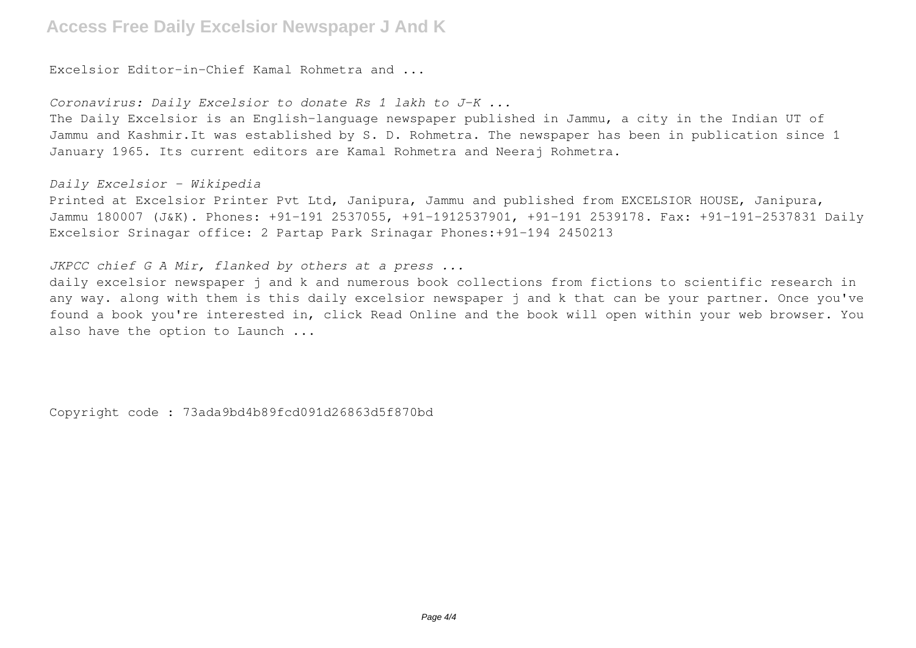Excelsior Editor-in-Chief Kamal Rohmetra and ...

*Coronavirus: Daily Excelsior to donate Rs 1 lakh to J-K ...*

The Daily Excelsior is an English-language newspaper published in Jammu, a city in the Indian UT of Jammu and Kashmir.It was established by S. D. Rohmetra. The newspaper has been in publication since 1 January 1965. Its current editors are Kamal Rohmetra and Neeraj Rohmetra.

*Daily Excelsior - Wikipedia*

Printed at Excelsior Printer Pvt Ltd, Janipura, Jammu and published from EXCELSIOR HOUSE, Janipura, Jammu 180007 (J&K). Phones: +91-191 2537055, +91-1912537901, +91-191 2539178. Fax: +91-191-2537831 Daily Excelsior Srinagar office: 2 Partap Park Srinagar Phones:+91-194 2450213

*JKPCC chief G A Mir, flanked by others at a press ...*

daily excelsior newspaper j and k and numerous book collections from fictions to scientific research in any way. along with them is this daily excelsior newspaper j and k that can be your partner. Once you've found a book you're interested in, click Read Online and the book will open within your web browser. You also have the option to Launch ...

Copyright code : 73ada9bd4b89fcd091d26863d5f870bd